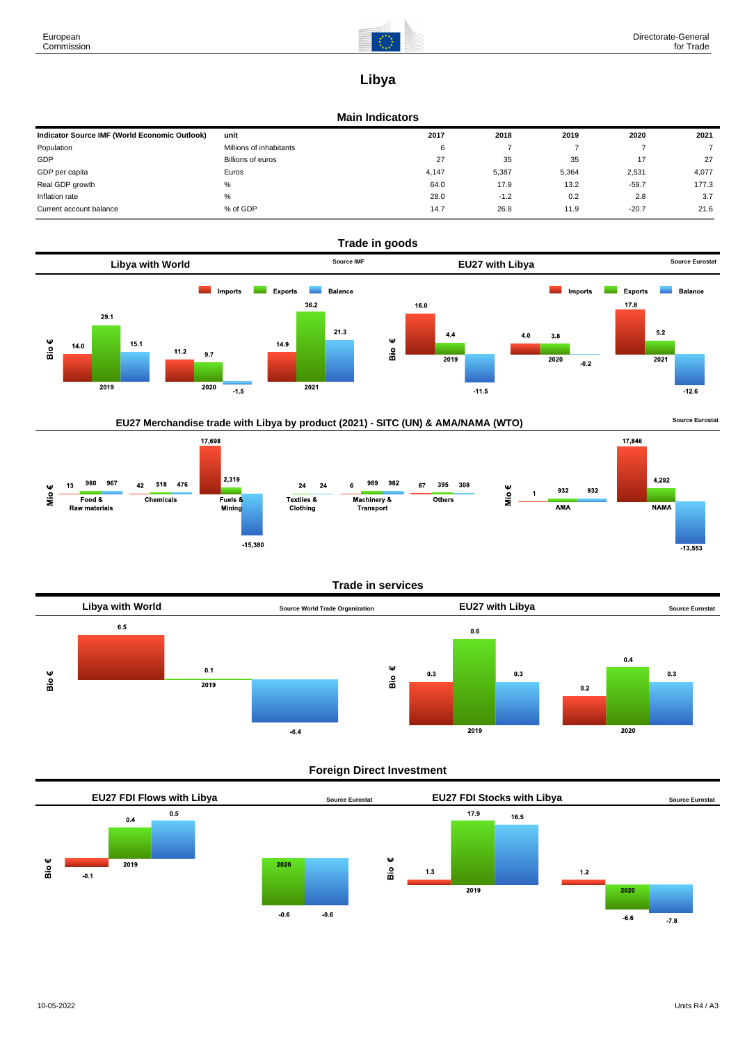# Libya

## Main Indicators

| Indicator Source IMF (World Economic Outlook) | unit | 2017 | 2018 | 2019 | 2020 | 2021 |
|---|---|---|---|---|---|---|
| Population | Millions of inhabitants | 6 | 7 | 7 | 7 | 7 |
| GDP | Billions of euros | 27 | 35 | 35 | 17 | 27 |
| GDP per capita | Euros | 4,147 | 5,387 | 5,364 | 2,531 | 4,077 |
| Real GDP growth | % | 64.0 | 17.9 | 13.2 | -59.7 | 177.3 |
| Inflation rate | % | 28.0 | -1.2 | 0.2 | 2.8 | 3.7 |
| Current account balance | % of GDP | 14.7 | 26.8 | 11.9 | -20.7 | 21.6 |

## Trade in goods

### Libya with World

Source IMF

Bio €

| | Imports | Exports | Balance |
|---|---|---|---|
| 2019 | 14.0 | 29.1 | 15.1 |
| 2020 | 11.2 | 9.7 | -1.5 |
| 2021 | 14.9 | 36.2 | 21.3 |

### EU27 with Libya

Source Eurostat

Bio €

| | Imports | Exports | Balance |
|---|---|---|---|
| 2019 | 16.0 | 4.4 | -11.5 |
| 2020 | 4.0 | 3.8 | -0.2 |
| 2021 | 17.8 | 5.2 | -12.6 |

### EU27 Merchandise trade with Libya by product (2021) - SITC (UN) & AMA/NAMA (WTO)

Source Eurostat

Mio €

| | Imports | Exports | Balance |
|---|---|---|---|
| Food & Raw materials | 13 | 980 | 967 |
| Chemicals | 42 | 518 | 476 |
| Fuels & Mining | 17,698 | 2,319 | -15,380 |
| Textiles & Clothing | | 24 | 24 |
| Machinery & Transport | 6 | 989 | 982 |
| Others | 87 | 395 | 308 |

Mio €

| | Imports | Exports | Balance |
|---|---|---|---|
| AMA | 1 | 932 | 932 |
| NAMA | 17,846 | 4,292 | -13,553 |

## Trade in services

### Libya with World

Source World Trade Organization

Bio €

| | Imports | Exports | Balance |
|---|---|---|---|
| 2019 | 6.5 | 0.1 | -6.4 |

### EU27 with Libya

Source Eurostat

Bio €

| | Imports | Exports | Balance |
|---|---|---|---|
| 2019 | 0.3 | 0.6 | 0.3 |
| 2020 | 0.2 | 0.4 | 0.3 |

## Foreign Direct Investment

### EU27 FDI Flows with Libya

Source Eurostat

Bio €

| | Inward | Outward | Net |
|---|---|---|---|
| 2019 | -0.1 | 0.4 | 0.5 |
| 2020 | | -0.6 | -0.6 |

### EU27 FDI Stocks with Libya

Source Eurostat

Bio €

| | Inward | Outward | Net |
|---|---|---|---|
| 2019 | 1.3 | 17.9 | 16.5 |
| 2020 | 1.2 | -6.6 | -7.8 |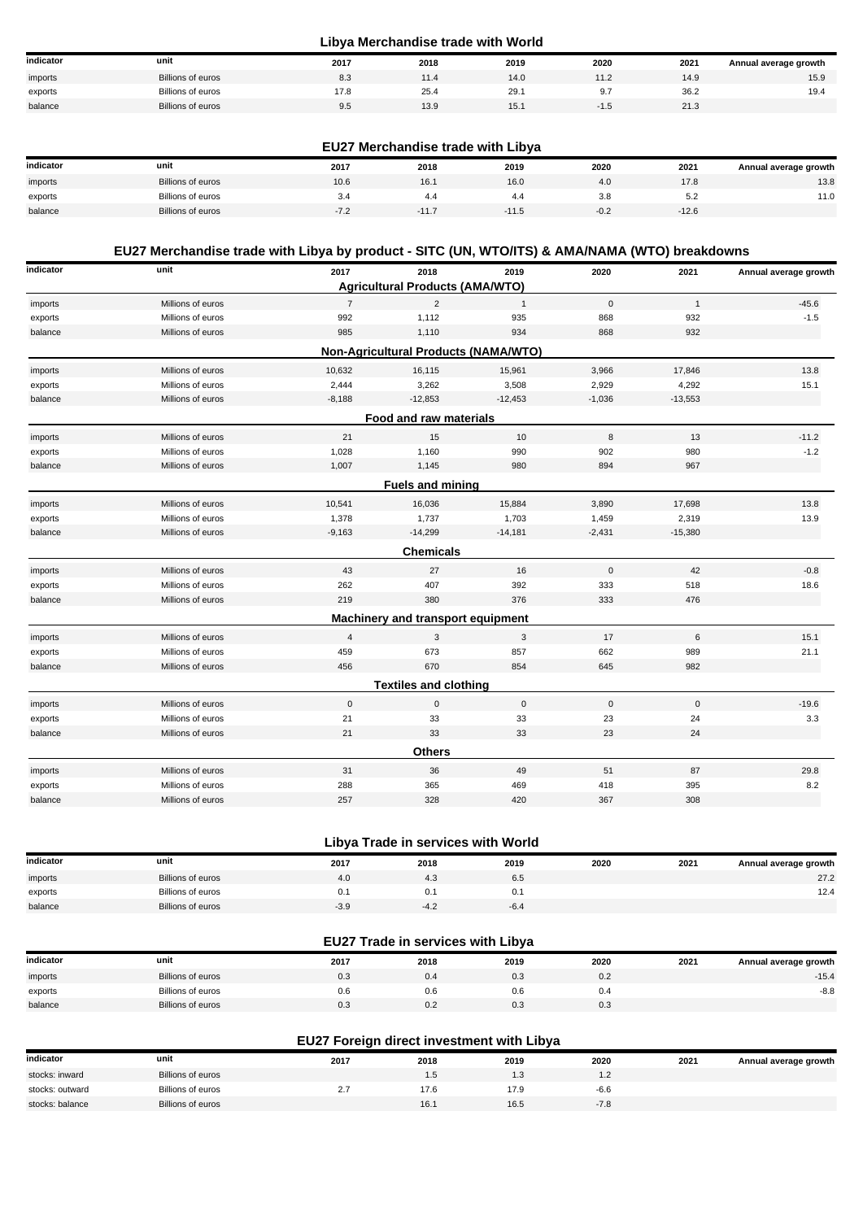## Libya Merchandise trade with World

| indicator | unit | 2017 | 2018 | 2019 | 2020 | 2021 | Annual average growth |
|---|---|---|---|---|---|---|---|
| imports | Billions of euros | 8.3 | 11.4 | 14.0 | 11.2 | 14.9 | 15.9 |
| exports | Billions of euros | 17.8 | 25.4 | 29.1 | 9.7 | 36.2 | 19.4 |
| balance | Billions of euros | 9.5 | 13.9 | 15.1 | -1.5 | 21.3 | |

## EU27 Merchandise trade with Libya

| indicator | unit | 2017 | 2018 | 2019 | 2020 | 2021 | Annual average growth |
|---|---|---|---|---|---|---|---|
| imports | Billions of euros | 10.6 | 16.1 | 16.0 | 4.0 | 17.8 | 13.8 |
| exports | Billions of euros | 3.4 | 4.4 | 4.4 | 3.8 | 5.2 | 11.0 |
| balance | Billions of euros | -7.2 | -11.7 | -11.5 | -0.2 | -12.6 | |

## EU27 Merchandise trade with Libya by product - SITC (UN, WTO/ITS) & AMA/NAMA (WTO) breakdowns

| indicator | unit | 2017 | 2018 | 2019 | 2020 | 2021 | Annual average growth |
|---|---|---|---|---|---|---|---|
| **Agricultural Products (AMA/WTO)** | | | | | | | |
| imports | Millions of euros | 7 | 2 | 1 | 0 | 1 | -45.6 |
| exports | Millions of euros | 992 | 1,112 | 935 | 868 | 932 | -1.5 |
| balance | Millions of euros | 985 | 1,110 | 934 | 868 | 932 | |
| **Non-Agricultural Products (NAMA/WTO)** | | | | | | | |
| imports | Millions of euros | 10,632 | 16,115 | 15,961 | 3,966 | 17,846 | 13.8 |
| exports | Millions of euros | 2,444 | 3,262 | 3,508 | 2,929 | 4,292 | 15.1 |
| balance | Millions of euros | -8,188 | -12,853 | -12,453 | -1,036 | -13,553 | |
| **Food and raw materials** | | | | | | | |
| imports | Millions of euros | 21 | 15 | 10 | 8 | 13 | -11.2 |
| exports | Millions of euros | 1,028 | 1,160 | 990 | 902 | 980 | -1.2 |
| balance | Millions of euros | 1,007 | 1,145 | 980 | 894 | 967 | |
| **Fuels and mining** | | | | | | | |
| imports | Millions of euros | 10,541 | 16,036 | 15,884 | 3,890 | 17,698 | 13.8 |
| exports | Millions of euros | 1,378 | 1,737 | 1,703 | 1,459 | 2,319 | 13.9 |
| balance | Millions of euros | -9,163 | -14,299 | -14,181 | -2,431 | -15,380 | |
| **Chemicals** | | | | | | | |
| imports | Millions of euros | 43 | 27 | 16 | 0 | 42 | -0.8 |
| exports | Millions of euros | 262 | 407 | 392 | 333 | 518 | 18.6 |
| balance | Millions of euros | 219 | 380 | 376 | 333 | 476 | |
| **Machinery and transport equipment** | | | | | | | |
| imports | Millions of euros | 4 | 3 | 3 | 17 | 6 | 15.1 |
| exports | Millions of euros | 459 | 673 | 857 | 662 | 989 | 21.1 |
| balance | Millions of euros | 456 | 670 | 854 | 645 | 982 | |
| **Textiles and clothing** | | | | | | | |
| imports | Millions of euros | 0 | 0 | 0 | 0 | 0 | -19.6 |
| exports | Millions of euros | 21 | 33 | 33 | 23 | 24 | 3.3 |
| balance | Millions of euros | 21 | 33 | 33 | 23 | 24 | |
| **Others** | | | | | | | |
| imports | Millions of euros | 31 | 36 | 49 | 51 | 87 | 29.8 |
| exports | Millions of euros | 288 | 365 | 469 | 418 | 395 | 8.2 |
| balance | Millions of euros | 257 | 328 | 420 | 367 | 308 | |

## Libya Trade in services with World

| indicator | unit | 2017 | 2018 | 2019 | 2020 | 2021 | Annual average growth |
|---|---|---|---|---|---|---|---|
| imports | Billions of euros | 4.0 | 4.3 | 6.5 | | | 27.2 |
| exports | Billions of euros | 0.1 | 0.1 | 0.1 | | | 12.4 |
| balance | Billions of euros | -3.9 | -4.2 | -6.4 | | | |

## EU27 Trade in services with Libya

| indicator | unit | 2017 | 2018 | 2019 | 2020 | 2021 | Annual average growth |
|---|---|---|---|---|---|---|---|
| imports | Billions of euros | 0.3 | 0.4 | 0.3 | 0.2 | | -15.4 |
| exports | Billions of euros | 0.6 | 0.6 | 0.6 | 0.4 | | -8.8 |
| balance | Billions of euros | 0.3 | 0.2 | 0.3 | 0.3 | | |

## EU27 Foreign direct investment with Libya

| indicator | unit | 2017 | 2018 | 2019 | 2020 | 2021 | Annual average growth |
|---|---|---|---|---|---|---|---|
| stocks: inward | Billions of euros | | 1.5 | 1.3 | 1.2 | | |
| stocks: outward | Billions of euros | 2.7 | 17.6 | 17.9 | -6.6 | | |
| stocks: balance | Billions of euros | | 16.1 | 16.5 | -7.8 | | |